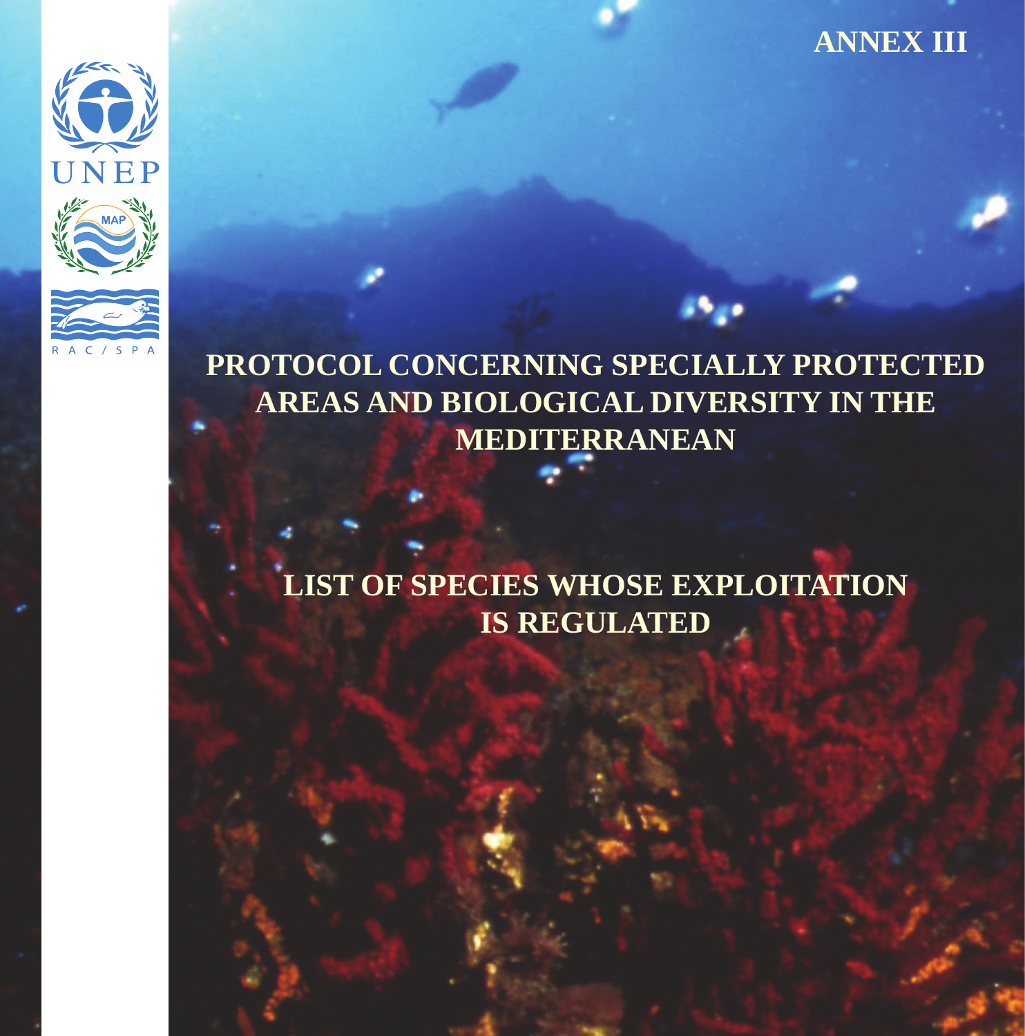ANNEX III

UNEP

MAP

RAC/SPA

# PROTOCOL CONCERNING SPECIALLY PROTECTED AREAS AND BIOLOGICAL DIVERSITY IN THE MEDITERRANEAN

## LIST OF SPECIES WHOSE EXPLOITATION IS REGULATED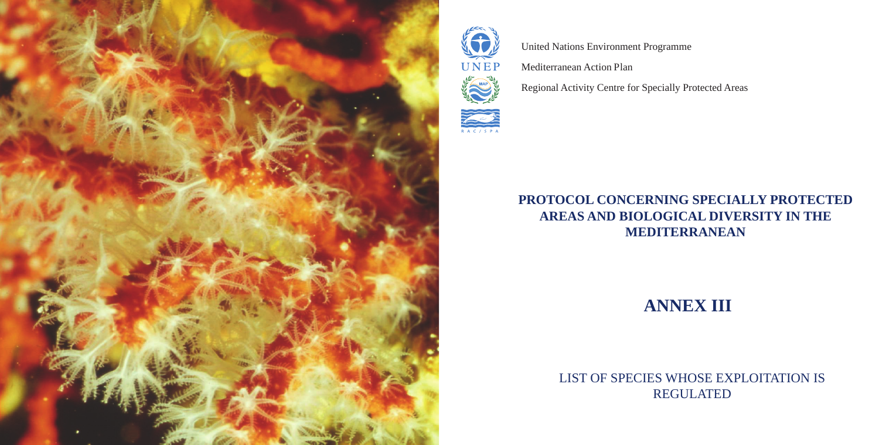United Nations Environment Programme

Mediterranean Action Plan

Regional Activity Centre for Specially Protected Areas

# PROTOCOL CONCERNING SPECIALLY PROTECTED AREAS AND BIOLOGICAL DIVERSITY IN THE MEDITERRANEAN

# ANNEX III

## LIST OF SPECIES WHOSE EXPLOITATION IS REGULATED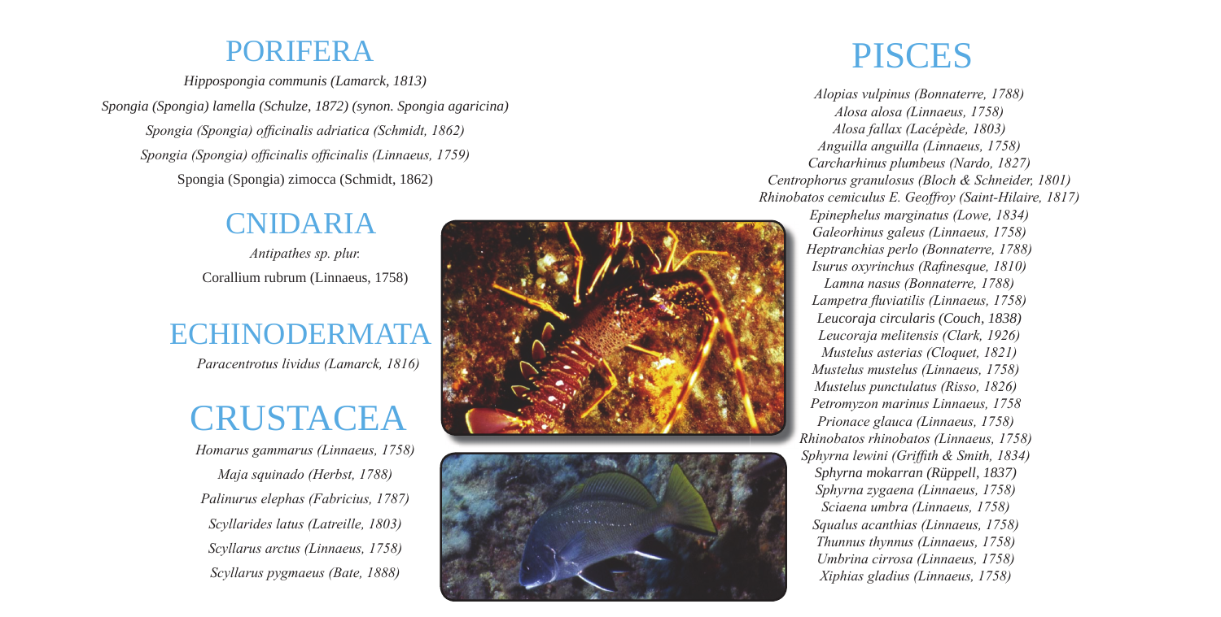## PORIFERA

*Hippospongia communis (Lamarck, 1813)*
*Spongia (Spongia) lamella (Schulze, 1872) (synon. Spongia agaricina)*
*Spongia (Spongia) officinalis adriatica (Schmidt, 1862)*
*Spongia (Spongia) officinalis officinalis (Linnaeus, 1759)*
Spongia (Spongia) zimocca (Schmidt, 1862)

## CNIDARIA

*Antipathes sp. plur.*
Corallium rubrum (Linnaeus, 1758)

## ECHINODERMATA

*Paracentrotus lividus (Lamarck, 1816)*

## CRUSTACEA

*Homarus gammarus (Linnaeus, 1758)*
*Maja squinado (Herbst, 1788)*
*Palinurus elephas (Fabricius, 1787)*
*Scyllarides latus (Latreille, 1803)*
*Scyllarus arctus (Linnaeus, 1758)*
*Scyllarus pygmaeus (Bate, 1888)*

## PISCES

*Alopias vulpinus (Bonnaterre, 1788)*
*Alosa alosa (Linnaeus, 1758)*
*Alosa fallax (Lacépède, 1803)*
*Anguilla anguilla (Linnaeus, 1758)*
*Carcharhinus plumbeus (Nardo, 1827)*
*Centrophorus granulosus (Bloch & Schneider, 1801)*
*Rhinobatos cemiculus E. Geoffroy (Saint-Hilaire, 1817)*
*Epinephelus marginatus (Lowe, 1834)*
*Galeorhinus galeus (Linnaeus, 1758)*
*Heptranchias perlo (Bonnaterre, 1788)*
*Isurus oxyrinchus (Rafinesque, 1810)*
*Lamna nasus (Bonnaterre, 1788)*
*Lampetra fluviatilis (Linnaeus, 1758)*
*Leucoraja circularis (Couch, 1838)*
*Leucoraja melitensis (Clark, 1926)*
*Mustelus asterias (Cloquet, 1821)*
*Mustelus mustelus (Linnaeus, 1758)*
*Mustelus punctulatus (Risso, 1826)*
*Petromyzon marinus Linnaeus, 1758*
*Prionace glauca (Linnaeus, 1758)*
*Rhinobatos rhinobatos (Linnaeus, 1758)*
*Sphyrna lewini (Griffith & Smith, 1834)*
*Sphyrna mokarran (Rüppell, 1837)*
*Sphyrna zygaena (Linnaeus, 1758)*
*Sciaena umbra (Linnaeus, 1758)*
*Squalus acanthias (Linnaeus, 1758)*
*Thunnus thynnus (Linnaeus, 1758)*
*Umbrina cirrosa (Linnaeus, 1758)*
*Xiphias gladius (Linnaeus, 1758)*